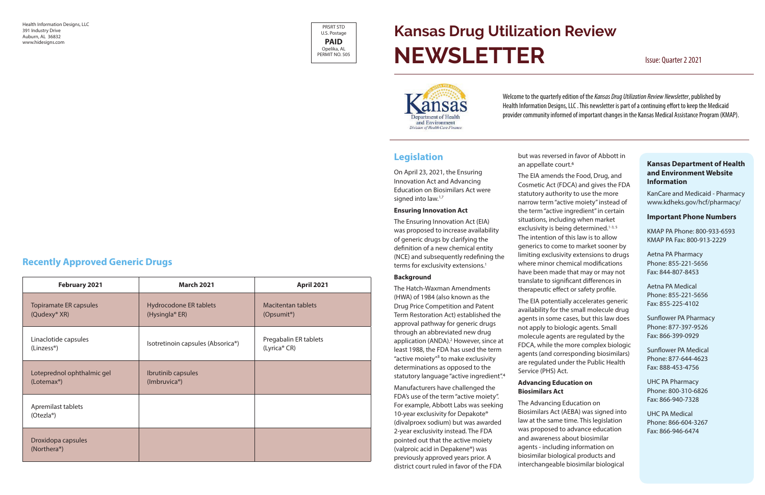Health Information Designs, LLC
391 Industry Drive
Auburn, AL 36832
www.hidesigns.com

PRSRT STD
U.S. Postage
**PAID**
Opelika, AL
PERMIT NO. 505

## Recently Approved Generic Drugs

| February 2021 | March 2021 | April 2021 |
|---|---|---|
| Topiramate ER capsules (Qudexy® XR) | Hydrocodone ER tablets (Hysingla® ER) | Macitentan tablets (Opsumit®) |
| Linaclotide capsules (Linzess®) | Isotretinoin capsules (Absorica®) | Pregabalin ER tablets (Lyrica® CR) |
| Loteprednol ophthalmic gel (Lotemax®) | Ibrutinib capsules (Imbruvica®) | |
| Apremilast tablets (Otezla®) | | |
| Droxidopa capsules (Northera®) | | |

# Kansas Drug Utilization Review NEWSLETTER

Issue: Quarter 2 2021

Welcome to the quarterly edition of the *Kansas Drug Utilization Review Newsletter*, published by Health Information Designs, LLC . This newsletter is part of a continuing effort to keep the Medicaid provider community informed of important changes in the Kansas Medical Assistance Program (KMAP).

## Legislation

On April 23, 2021, the Ensuring Innovation Act and Advancing Education on Biosimilars Act were signed into law.[1,7]

### Ensuring Innovation Act

The Ensuring Innovation Act (EIA) was proposed to increase availability of generic drugs by clarifying the definition of a new chemical entity (NCE) and subsequently redefining the terms for exclusivity extensions.[1]

### Background

The Hatch-Waxman Amendments (HWA) of 1984 (also known as the Drug Price Competition and Patent Term Restoration Act) established the approval pathway for generic drugs through an abbreviated new drug application (ANDA).[2] However, since at least 1988, the FDA has used the term "active moiety"[3] to make exclusivity determinations as opposed to the statutory language "active ingredient".[4]

Manufacturers have challenged the FDA's use of the term "active moiety". For example, Abbott Labs was seeking 10-year exclusivity for Depakote® (divalproex sodium) but was awarded 2-year exclusivity instead. The FDA pointed out that the active moiety (valproic acid in Depakene®) was previously approved years prior. A district court ruled in favor of the FDA but was reversed in favor of Abbott in an appellate court.[6]

The EIA amends the Food, Drug, and Cosmetic Act (FDCA) and gives the FDA statutory authority to use the more narrow term "active moiety" instead of the term "active ingredient" in certain situations, including when market exclusivity is being determined.[1-3,5] The intention of this law is to allow generics to come to market sooner by limiting exclusivity extensions to drugs where minor chemical modifications have been made that may or may not translate to significant differences in therapeutic effect or safety profile.

The EIA potentially accelerates generic availability for the small molecule drug agents in some cases, but this law does not apply to biologic agents. Small molecule agents are regulated by the FDCA, while the more complex biologic agents (and corresponding biosimilars) are regulated under the Public Health Service (PHS) Act.

### Advancing Education on Biosimilars Act

The Advancing Education on Biosimilars Act (AEBA) was signed into law at the same time. This legislation was proposed to advance education and awareness about biosimilar agents - including information on biosimilar biological products and interchangeable biosimilar biological

**Kansas Department of Health and Environment Website Information**

KanCare and Medicaid - Pharmacy
www.kdheks.gov/hcf/pharmacy/

**Important Phone Numbers**

KMAP PA Phone: 800-933-6593
KMAP PA Fax: 800-913-2229

Aetna PA Pharmacy
Phone: 855-221-5656
Fax: 844-807-8453

Aetna PA Medical
Phone: 855-221-5656
Fax: 855-225-4102

Sunflower PA Pharmacy
Phone: 877-397-9526
Fax: 866-399-0929

Sunflower PA Medical
Phone: 877-644-4623
Fax: 888-453-4756

UHC PA Pharmacy
Phone: 800-310-6826
Fax: 866-940-7328

UHC PA Medical
Phone: 866-604-3267
Fax: 866-946-6474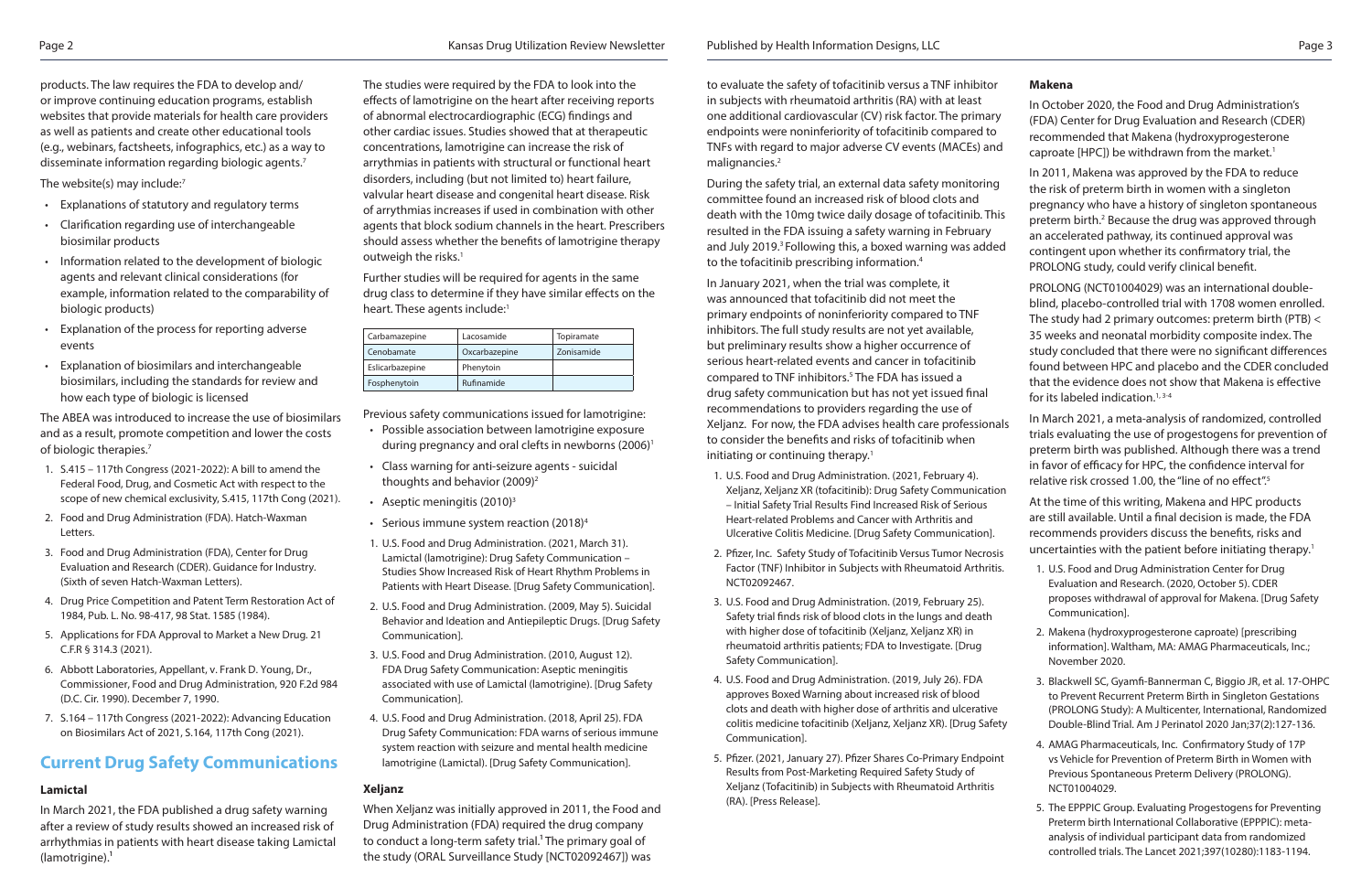products. The law requires the FDA to develop and/or improve continuing education programs, establish websites that provide materials for health care providers as well as patients and create other educational tools (e.g., webinars, factsheets, infographics, etc.) as a way to disseminate information regarding biologic agents.[7]

The website(s) may include:[7]

- Explanations of statutory and regulatory terms
- Clarification regarding use of interchangeable biosimilar products
- Information related to the development of biologic agents and relevant clinical considerations (for example, information related to the comparability of biologic products)
- Explanation of the process for reporting adverse events
- Explanation of biosimilars and interchangeable biosimilars, including the standards for review and how each type of biologic is licensed

The ABEA was introduced to increase the use of biosimilars and as a result, promote competition and lower the costs of biologic therapies.[7]

1. S.415 – 117th Congress (2021-2022): A bill to amend the Federal Food, Drug, and Cosmetic Act with respect to the scope of new chemical exclusivity, S.415, 117th Cong (2021).
2. Food and Drug Administration (FDA). Hatch-Waxman Letters.
3. Food and Drug Administration (FDA), Center for Drug Evaluation and Research (CDER). Guidance for Industry. (Sixth of seven Hatch-Waxman Letters).
4. Drug Price Competition and Patent Term Restoration Act of 1984, Pub. L. No. 98-417, 98 Stat. 1585 (1984).
5. Applications for FDA Approval to Market a New Drug. 21 C.F.R § 314.3 (2021).
6. Abbott Laboratories, Appellant, v. Frank D. Young, Dr., Commissioner, Food and Drug Administration, 920 F.2d 984 (D.C. Cir. 1990). December 7, 1990.
7. S.164 – 117th Congress (2021-2022): Advancing Education on Biosimilars Act of 2021, S.164, 117th Cong (2021).

## Current Drug Safety Communications

### Lamictal

In March 2021, the FDA published a drug safety warning after a review of study results showed an increased risk of arrhythmias in patients with heart disease taking Lamictal (lamotrigine).[1]

The studies were required by the FDA to look into the effects of lamotrigine on the heart after receiving reports of abnormal electrocardiographic (ECG) findings and other cardiac issues. Studies showed that at therapeutic concentrations, lamotrigine can increase the risk of arrythmias in patients with structural or functional heart disorders, including (but not limited to) heart failure, valvular heart disease and congenital heart disease. Risk of arrythmias increases if used in combination with other agents that block sodium channels in the heart. Prescribers should assess whether the benefits of lamotrigine therapy outweigh the risks.[1]

Further studies will be required for agents in the same drug class to determine if they have similar effects on the heart. These agents include:[1]

| | | |
|---|---|---|
| Carbamazepine | Lacosamide | Topiramate |
| Cenobamate | Oxcarbazepine | Zonisamide |
| Eslicarbazepine | Phenytoin | |
| Fosphenytoin | Rufinamide | |

Previous safety communications issued for lamotrigine:

- Possible association between lamotrigine exposure during pregnancy and oral clefts in newborns (2006)[1]
- Class warning for anti-seizure agents - suicidal thoughts and behavior (2009)[2]
- Aseptic meningitis (2010)[3]
- Serious immune system reaction (2018)[4]

1. U.S. Food and Drug Administration. (2021, March 31). Lamictal (lamotrigine): Drug Safety Communication – Studies Show Increased Risk of Heart Rhythm Problems in Patients with Heart Disease. [Drug Safety Communication].
2. U.S. Food and Drug Administration. (2009, May 5). Suicidal Behavior and Ideation and Antiepileptic Drugs. [Drug Safety Communication].
3. U.S. Food and Drug Administration. (2010, August 12). FDA Drug Safety Communication: Aseptic meningitis associated with use of Lamictal (lamotrigine). [Drug Safety Communication].
4. U.S. Food and Drug Administration. (2018, April 25). FDA Drug Safety Communication: FDA warns of serious immune system reaction with seizure and mental health medicine lamotrigine (Lamictal). [Drug Safety Communication].

### Xeljanz

When Xeljanz was initially approved in 2011, the Food and Drug Administration (FDA) required the drug company to conduct a long-term safety trial.[1] The primary goal of the study (ORAL Surveillance Study [NCT02092467]) was to evaluate the safety of tofacitinib versus a TNF inhibitor in subjects with rheumatoid arthritis (RA) with at least one additional cardiovascular (CV) risk factor. The primary endpoints were noninferiority of tofacitinib compared to TNFs with regard to major adverse CV events (MACEs) and malignancies.[2]

During the safety trial, an external data safety monitoring committee found an increased risk of blood clots and death with the 10mg twice daily dosage of tofacitinib. This resulted in the FDA issuing a safety warning in February and July 2019.[3] Following this, a boxed warning was added to the tofacitinib prescribing information.[4]

In January 2021, when the trial was complete, it was announced that tofacitinib did not meet the primary endpoints of noninferiority compared to TNF inhibitors. The full study results are not yet available, but preliminary results show a higher occurrence of serious heart-related events and cancer in tofacitinib compared to TNF inhibitors.[5] The FDA has issued a drug safety communication but has not yet issued final recommendations to providers regarding the use of Xeljanz. For now, the FDA advises health care professionals to consider the benefits and risks of tofacitinib when initiating or continuing therapy.[1]

1. U.S. Food and Drug Administration. (2021, February 4). Xeljanz, Xeljanz XR (tofacitinib): Drug Safety Communication – Initial Safety Trial Results Find Increased Risk of Serious Heart-related Problems and Cancer with Arthritis and Ulcerative Colitis Medicine. [Drug Safety Communication].
2. Pfizer, Inc. Safety Study of Tofacitinib Versus Tumor Necrosis Factor (TNF) Inhibitor in Subjects with Rheumatoid Arthritis. NCT02092467.
3. U.S. Food and Drug Administration. (2019, February 25). Safety trial finds risk of blood clots in the lungs and death with higher dose of tofacitinib (Xeljanz, Xeljanz XR) in rheumatoid arthritis patients; FDA to Investigate. [Drug Safety Communication].
4. U.S. Food and Drug Administration. (2019, July 26). FDA approves Boxed Warning about increased risk of blood clots and death with higher dose of arthritis and ulcerative colitis medicine tofacitinib (Xeljanz, Xeljanz XR). [Drug Safety Communication].
5. Pfizer. (2021, January 27). Pfizer Shares Co-Primary Endpoint Results from Post-Marketing Required Safety Study of Xeljanz (Tofacitinib) in Subjects with Rheumatoid Arthritis (RA). [Press Release].

### Makena

In October 2020, the Food and Drug Administration's (FDA) Center for Drug Evaluation and Research (CDER) recommended that Makena (hydroxyprogesterone caproate [HPC]) be withdrawn from the market.[1]

In 2011, Makena was approved by the FDA to reduce the risk of preterm birth in women with a singleton pregnancy who have a history of singleton spontaneous preterm birth.[2] Because the drug was approved through an accelerated pathway, its continued approval was contingent upon whether its confirmatory trial, the PROLONG study, could verify clinical benefit.

PROLONG (NCT01004029) was an international double-blind, placebo-controlled trial with 1708 women enrolled. The study had 2 primary outcomes: preterm birth (PTB) < 35 weeks and neonatal morbidity composite index. The study concluded that there were no significant differences found between HPC and placebo and the CDER concluded that the evidence does not show that Makena is effective for its labeled indication.[1, 3-4]

In March 2021, a meta-analysis of randomized, controlled trials evaluating the use of progestogens for prevention of preterm birth was published. Although there was a trend in favor of efficacy for HPC, the confidence interval for relative risk crossed 1.00, the "line of no effect".[5]

At the time of this writing, Makena and HPC products are still available. Until a final decision is made, the FDA recommends providers discuss the benefits, risks and uncertainties with the patient before initiating therapy.[1]

1. U.S. Food and Drug Administration Center for Drug Evaluation and Research. (2020, October 5). CDER proposes withdrawal of approval for Makena. [Drug Safety Communication].
2. Makena (hydroxyprogesterone caproate) [prescribing information]. Waltham, MA: AMAG Pharmaceuticals, Inc.; November 2020.
3. Blackwell SC, Gyamfi-Bannerman C, Biggio JR, et al. 17-OHPC to Prevent Recurrent Preterm Birth in Singleton Gestations (PROLONG Study): A Multicenter, International, Randomized Double-Blind Trial. Am J Perinatol 2020 Jan;37(2):127-136.
4. AMAG Pharmaceuticals, Inc. Confirmatory Study of 17P vs Vehicle for Prevention of Preterm Birth in Women with Previous Spontaneous Preterm Delivery (PROLONG). NCT01004029.
5. The EPPPIC Group. Evaluating Progestogens for Preventing Preterm birth International Collaborative (EPPPIC): meta-analysis of individual participant data from randomized controlled trials. The Lancet 2021;397(10280):1183-1194.